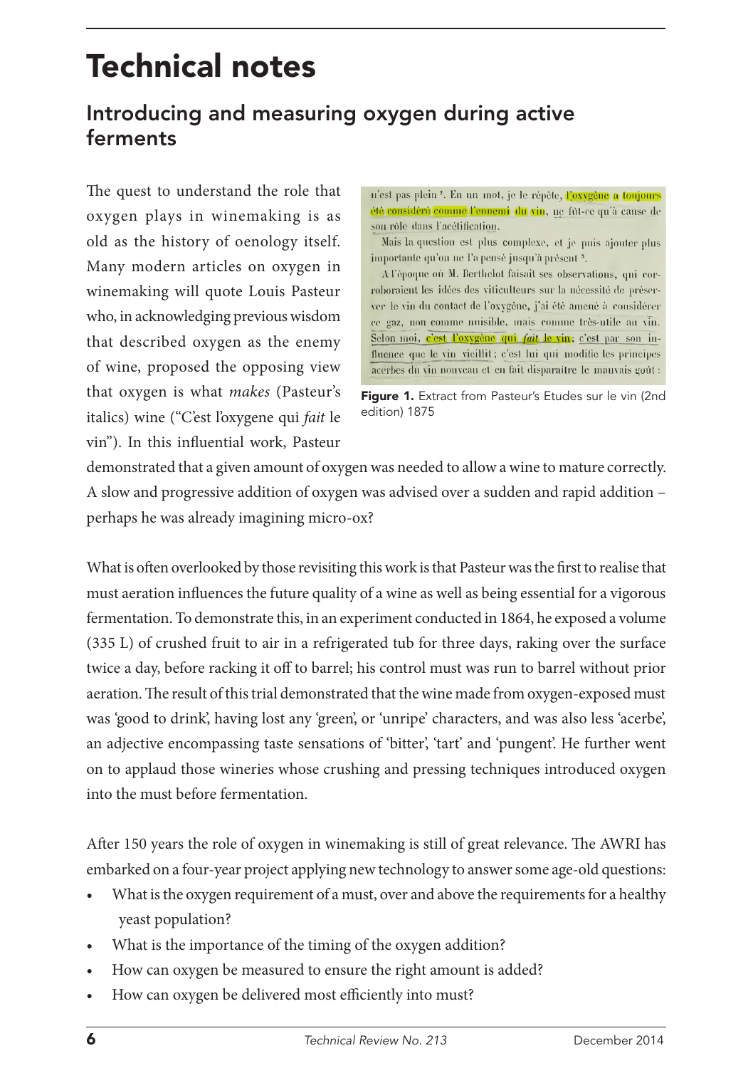# Technical notes

## Introducing and measuring oxygen during active ferments

The quest to understand the role that oxygen plays in winemaking is as old as the history of oenology itself. Many modern articles on oxygen in winemaking will quote Louis Pasteur who, in acknowledging previous wisdom that described oxygen as the enemy of wine, proposed the opposing view that oxygen is what *makes* (Pasteur's italics) wine ("C'est l'oxygene qui *fait* le vin"). In this influential work, Pasteur demonstrated that a given amount of oxygen was needed to allow a wine to mature correctly. A slow and progressive addition of oxygen was advised over a sudden and rapid addition – perhaps he was already imagining micro-ox?

**Figure 1.** Extract from Pasteur's Etudes sur le vin (2nd edition) 1875

What is often overlooked by those revisiting this work is that Pasteur was the first to realise that must aeration influences the future quality of a wine as well as being essential for a vigorous fermentation. To demonstrate this, in an experiment conducted in 1864, he exposed a volume (335 L) of crushed fruit to air in a refrigerated tub for three days, raking over the surface twice a day, before racking it off to barrel; his control must was run to barrel without prior aeration. The result of this trial demonstrated that the wine made from oxygen-exposed must was 'good to drink', having lost any 'green', or 'unripe' characters, and was also less 'acerbe', an adjective encompassing taste sensations of 'bitter', 'tart' and 'pungent'. He further went on to applaud those wineries whose crushing and pressing techniques introduced oxygen into the must before fermentation.

After 150 years the role of oxygen in winemaking is still of great relevance. The AWRI has embarked on a four-year project applying new technology to answer some age-old questions:

- What is the oxygen requirement of a must, over and above the requirements for a healthy yeast population?
- What is the importance of the timing of the oxygen addition?
- How can oxygen be measured to ensure the right amount is added?
- How can oxygen be delivered most efficiently into must?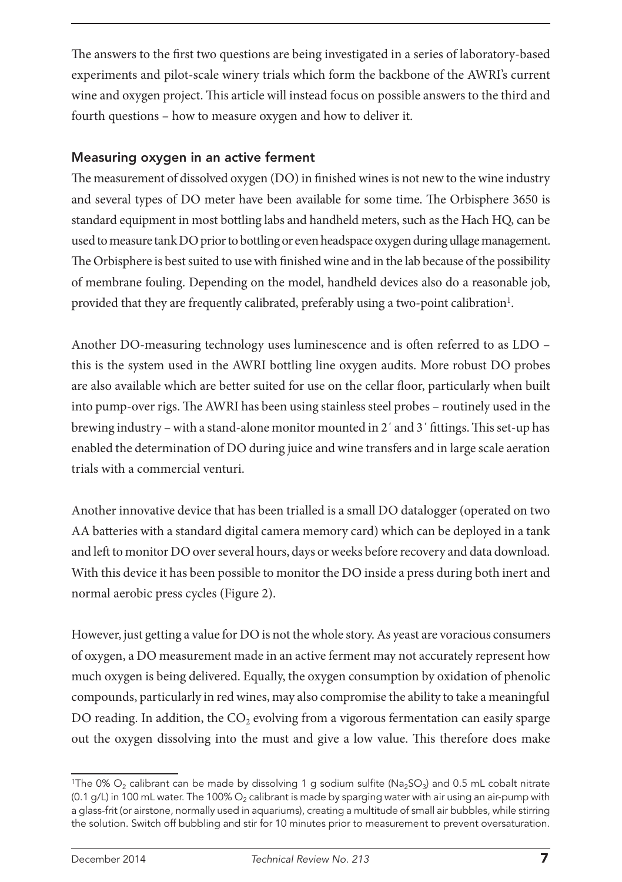The answers to the first two questions are being investigated in a series of laboratory-based experiments and pilot-scale winery trials which form the backbone of the AWRI's current wine and oxygen project. This article will instead focus on possible answers to the third and fourth questions – how to measure oxygen and how to deliver it.

### Measuring oxygen in an active ferment

The measurement of dissolved oxygen (DO) in finished wines is not new to the wine industry and several types of DO meter have been available for some time. The Orbisphere 3650 is standard equipment in most bottling labs and handheld meters, such as the Hach HQ, can be used to measure tank DO prior to bottling or even headspace oxygen during ullage management. The Orbisphere is best suited to use with finished wine and in the lab because of the possibility of membrane fouling. Depending on the model, handheld devices also do a reasonable job, provided that they are frequently calibrated, preferably using a two-point calibration[1].

Another DO-measuring technology uses luminescence and is often referred to as LDO – this is the system used in the AWRI bottling line oxygen audits. More robust DO probes are also available which are better suited for use on the cellar floor, particularly when built into pump-over rigs. The AWRI has been using stainless steel probes – routinely used in the brewing industry – with a stand-alone monitor mounted in 2′ and 3′ fittings. This set-up has enabled the determination of DO during juice and wine transfers and in large scale aeration trials with a commercial venturi.

Another innovative device that has been trialled is a small DO datalogger (operated on two AA batteries with a standard digital camera memory card) which can be deployed in a tank and left to monitor DO over several hours, days or weeks before recovery and data download. With this device it has been possible to monitor the DO inside a press during both inert and normal aerobic press cycles (Figure 2).

However, just getting a value for DO is not the whole story. As yeast are voracious consumers of oxygen, a DO measurement made in an active ferment may not accurately represent how much oxygen is being delivered. Equally, the oxygen consumption by oxidation of phenolic compounds, particularly in red wines, may also compromise the ability to take a meaningful DO reading. In addition, the $CO_2$ evolving from a vigorous fermentation can easily sparge out the oxygen dissolving into the must and give a low value. This therefore does make

---

[1]The 0% $O_2$ calibrant can be made by dissolving 1 g sodium sulfite ($Na_2SO_3$) and 0.5 mL cobalt nitrate (0.1 g/L) in 100 mL water. The 100% $O_2$ calibrant is made by sparging water with air using an air-pump with a glass-frit (or airstone, normally used in aquariums), creating a multitude of small air bubbles, while stirring the solution. Switch off bubbling and stir for 10 minutes prior to measurement to prevent oversaturation.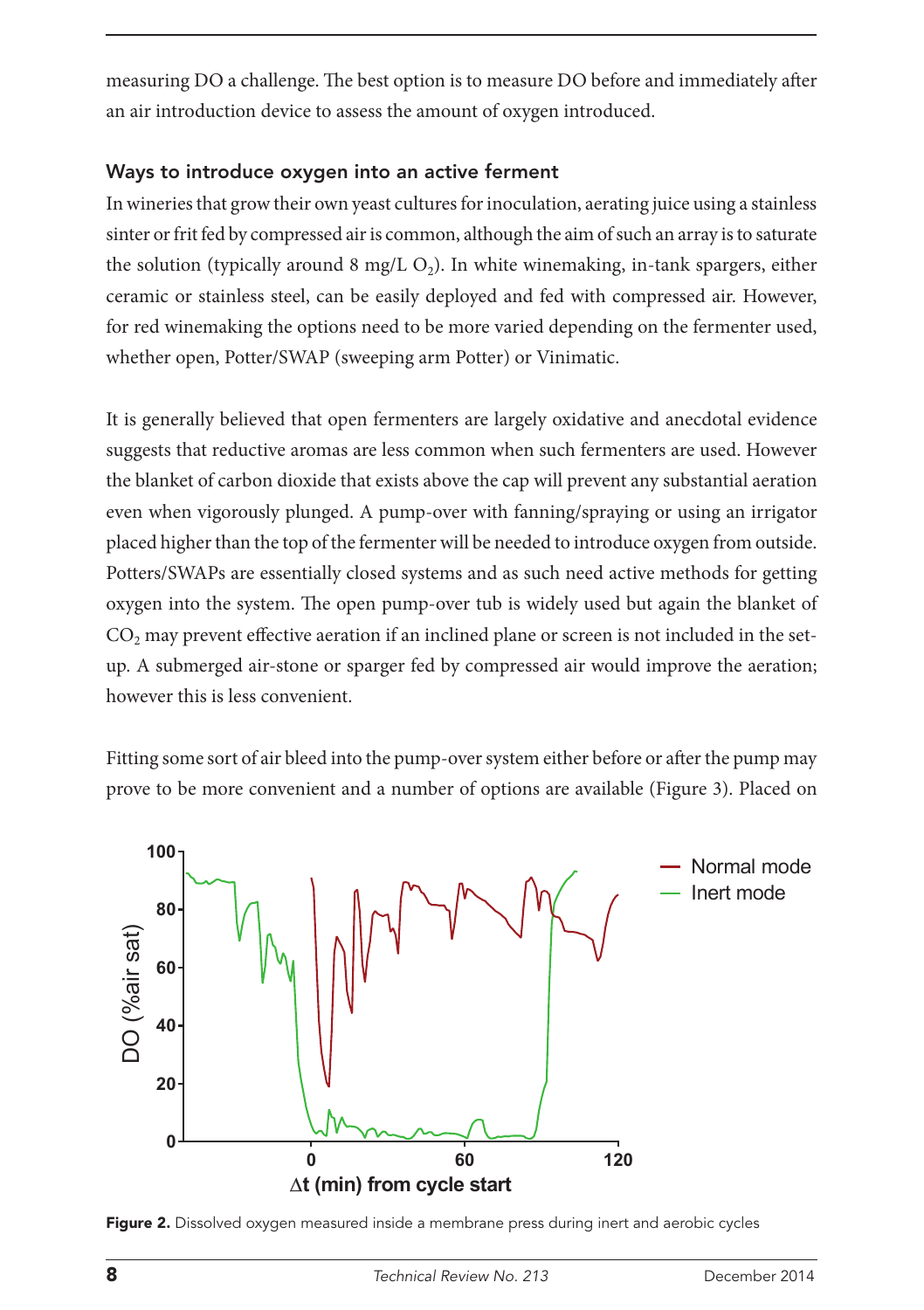measuring DO a challenge. The best option is to measure DO before and immediately after an air introduction device to assess the amount of oxygen introduced.

### Ways to introduce oxygen into an active ferment

In wineries that grow their own yeast cultures for inoculation, aerating juice using a stainless sinter or frit fed by compressed air is common, although the aim of such an array is to saturate the solution (typically around 8 mg/L $O_2$). In white winemaking, in-tank spargers, either ceramic or stainless steel, can be easily deployed and fed with compressed air. However, for red winemaking the options need to be more varied depending on the fermenter used, whether open, Potter/SWAP (sweeping arm Potter) or Vinimatic.

It is generally believed that open fermenters are largely oxidative and anecdotal evidence suggests that reductive aromas are less common when such fermenters are used. However the blanket of carbon dioxide that exists above the cap will prevent any substantial aeration even when vigorously plunged. A pump-over with fanning/spraying or using an irrigator placed higher than the top of the fermenter will be needed to introduce oxygen from outside. Potters/SWAPs are essentially closed systems and as such need active methods for getting oxygen into the system. The open pump-over tub is widely used but again the blanket of $CO_2$ may prevent effective aeration if an inclined plane or screen is not included in the set-up. A submerged air-stone or sparger fed by compressed air would improve the aeration; however this is less convenient.

Fitting some sort of air bleed into the pump-over system either before or after the pump may prove to be more convenient and a number of options are available (Figure 3). Placed on

**Figure 2.** Dissolved oxygen measured inside a membrane press during inert and aerobic cycles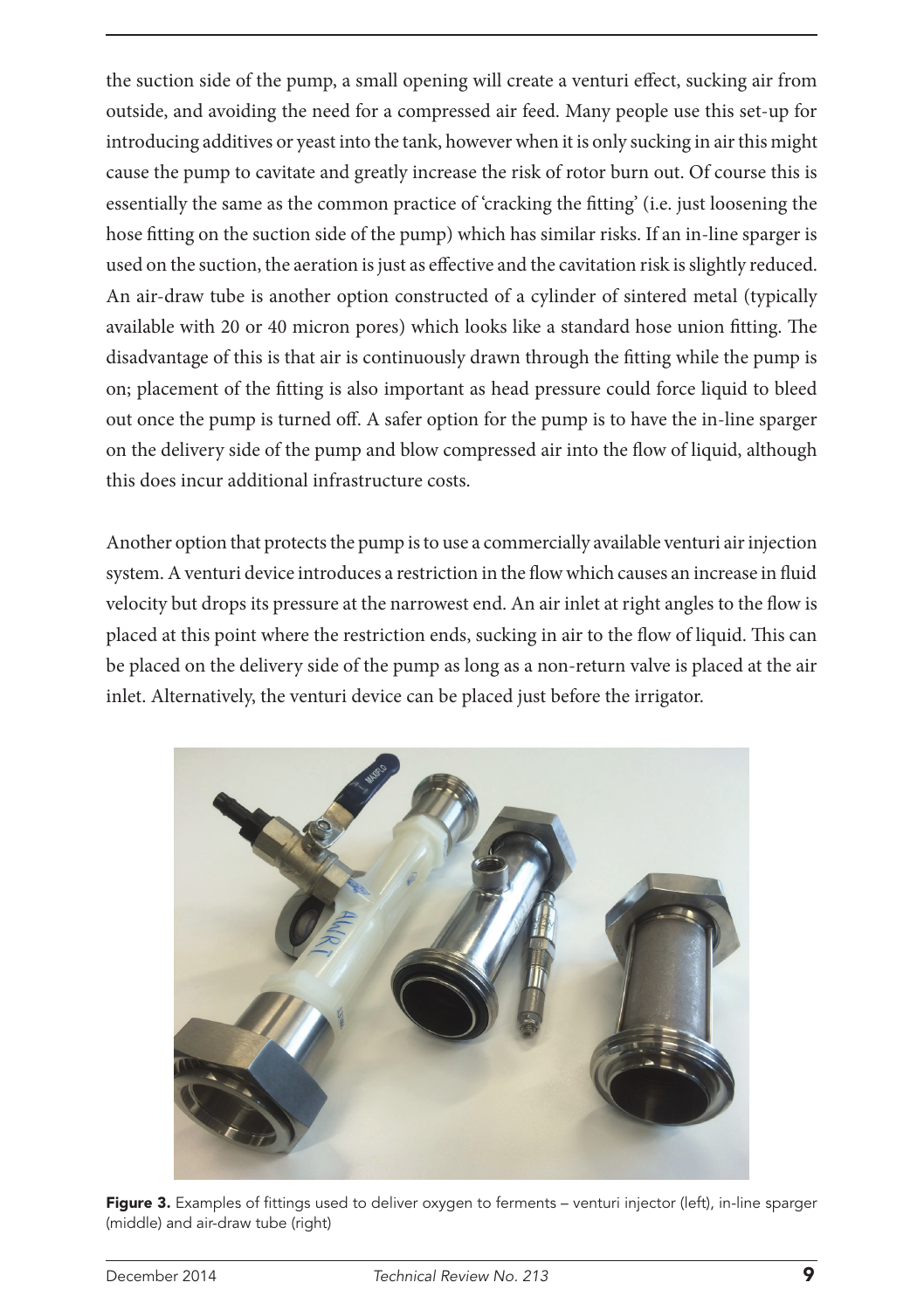the suction side of the pump, a small opening will create a venturi effect, sucking air from outside, and avoiding the need for a compressed air feed. Many people use this set-up for introducing additives or yeast into the tank, however when it is only sucking in air this might cause the pump to cavitate and greatly increase the risk of rotor burn out. Of course this is essentially the same as the common practice of 'cracking the fitting' (i.e. just loosening the hose fitting on the suction side of the pump) which has similar risks. If an in-line sparger is used on the suction, the aeration is just as effective and the cavitation risk is slightly reduced. An air-draw tube is another option constructed of a cylinder of sintered metal (typically available with 20 or 40 micron pores) which looks like a standard hose union fitting. The disadvantage of this is that air is continuously drawn through the fitting while the pump is on; placement of the fitting is also important as head pressure could force liquid to bleed out once the pump is turned off. A safer option for the pump is to have the in-line sparger on the delivery side of the pump and blow compressed air into the flow of liquid, although this does incur additional infrastructure costs.

Another option that protects the pump is to use a commercially available venturi air injection system. A venturi device introduces a restriction in the flow which causes an increase in fluid velocity but drops its pressure at the narrowest end. An air inlet at right angles to the flow is placed at this point where the restriction ends, sucking in air to the flow of liquid. This can be placed on the delivery side of the pump as long as a non-return valve is placed at the air inlet. Alternatively, the venturi device can be placed just before the irrigator.

**Figure 3.** Examples of fittings used to deliver oxygen to ferments – venturi injector (left), in-line sparger (middle) and air-draw tube (right)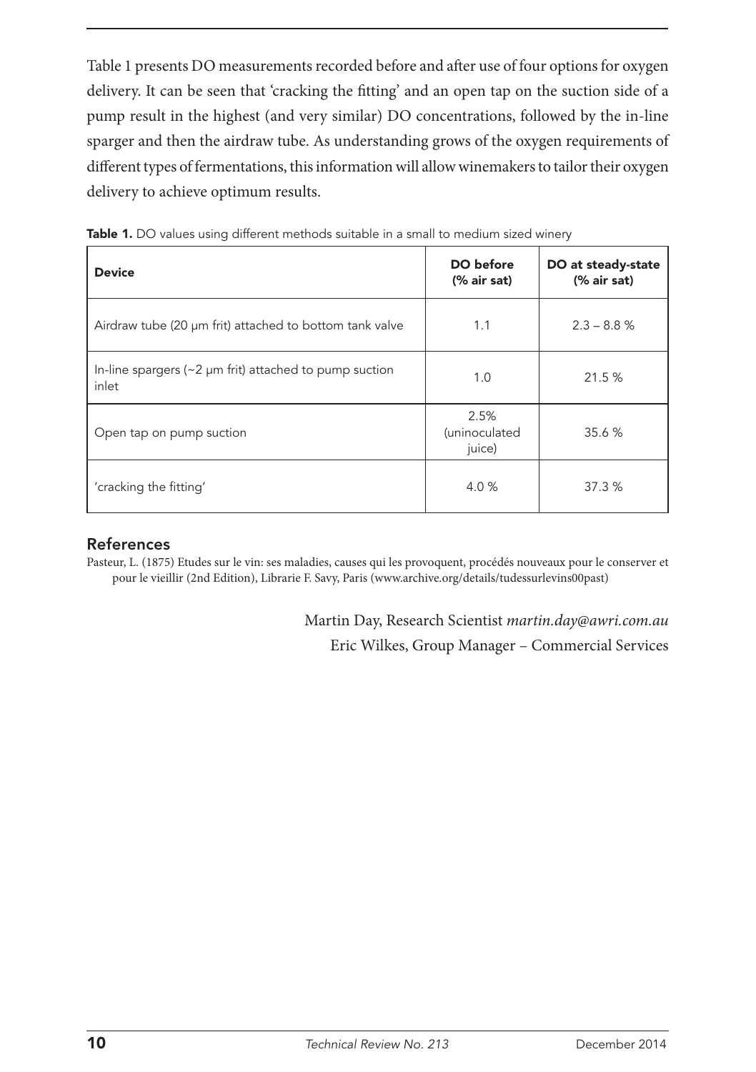Table 1 presents DO measurements recorded before and after use of four options for oxygen delivery. It can be seen that 'cracking the fitting' and an open tap on the suction side of a pump result in the highest (and very similar) DO concentrations, followed by the in-line sparger and then the airdraw tube. As understanding grows of the oxygen requirements of different types of fermentations, this information will allow winemakers to tailor their oxygen delivery to achieve optimum results.

**Table 1.** DO values using different methods suitable in a small to medium sized winery

| Device | DO before (% air sat) | DO at steady-state (% air sat) |
|---|---|---|
| Airdraw tube (20 µm frit) attached to bottom tank valve | 1.1 | 2.3 – 8.8 % |
| In-line spargers (~2 µm frit) attached to pump suction inlet | 1.0 | 21.5 % |
| Open tap on pump suction | 2.5% (uninoculated juice) | 35.6 % |
| 'cracking the fitting' | 4.0 % | 37.3 % |

## References

Pasteur, L. (1875) Etudes sur le vin: ses maladies, causes qui les provoquent, procédés nouveaux pour le conserver et pour le vieillir (2nd Edition), Librarie F. Savy, Paris (www.archive.org/details/tudessurlevins00past)

Martin Day, Research Scientist *martin.day@awri.com.au*

Eric Wilkes, Group Manager – Commercial Services